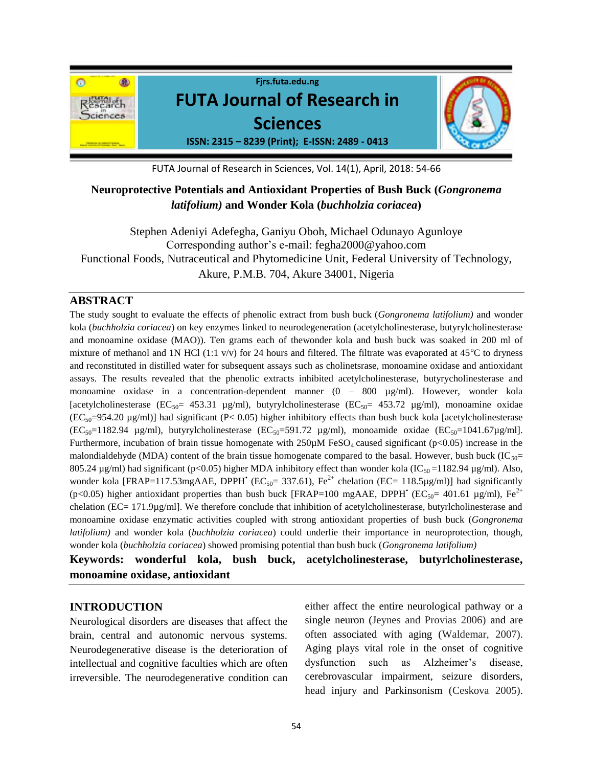# Neuroprotective Potentials and Antioxidant Properties of Bush Buck (*Gongronema latifolium)* and Wonder Kola (*buchholzia coriacea*)

Stephen Adeniyi Adefegha, Ganiyu Oboh, Michael Odunayo Agunloye

Corresponding author's e-mail: fegha2000@yahoo.com

Functional Foods, Nutraceutical and Phytomedicine Unit, Federal University of Technology, Akure, P.M.B. 704, Akure 34001, Nigeria

## ABSTRACT

The study sought to evaluate the effects of phenolic extract from bush buck (*Gongronema latifolium)* and wonder kola (*buchholzia coriacea*) on key enzymes linked to neurodegeneration (acetylcholinesterase, butyrylcholinesterase and monoamine oxidase (MAO)). Ten grams each of thewonder kola and bush buck was soaked in 200 ml of mixture of methanol and 1N HCl (1:1 v/v) for 24 hours and filtered. The filtrate was evaporated at 45°C to dryness and reconstituted in distilled water for subsequent assays such as cholinetsrase, monoamine oxidase and antioxidant assays. The results revealed that the phenolic extracts inhibited acetylcholinesterase, butyrycholinesterase and monoamine oxidase in a concentration-dependent manner (0 – 800 µg/ml). However, wonder kola [acetylcholinesterase ($EC_{50}$= 453.31 µg/ml), butyrylcholinesterase ($EC_{50}$= 453.72 µg/ml), monoamine oxidae ($EC_{50}$=954.20 µg/ml)] had significant ($P< 0.05$) higher inhibitory effects than bush buck kola [acetylcholinesterase ($EC_{50}$=1182.94 µg/ml), butyrylcholinesterase ($EC_{50}$=591.72 µg/ml), monoamide oxidae ($EC_{50}$=1041.67µg/ml]. Furthermore, incubation of brain tissue homogenate with 250µM $FeSO_4$ caused significant ($p<0.05$) increase in the malondialdehyde (MDA) content of the brain tissue homogenate compared to the basal. However, bush buck ($IC_{50}$= 805.24 µg/ml) had significant ($p<0.05$) higher MDA inhibitory effect than wonder kola ($IC_{50}$ =1182.94 µg/ml). Also, wonder kola [FRAP=117.53mgAAE, DPPH$^{\bullet}$ ($EC_{50}$= 337.61), $Fe^{2+}$ chelation (EC= 118.5µg/ml)] had significantly ($p<0.05$) higher antioxidant properties than bush buck [FRAP=100 mgAAE, DPPH$^{\bullet}$ ($EC_{50}$= 401.61 µg/ml), $Fe^{2+}$ chelation (EC= 171.9µg/ml]. We therefore conclude that inhibition of acetylcholinesterase, butyrlcholinesterase and monoamine oxidase enzymatic activities coupled with strong antioxidant properties of bush buck (*Gongronema latifolium)* and wonder kola (*buchholzia coriacea*) could underlie their importance in neuroprotection, though, wonder kola (*buchholzia coriacea*) showed promising potential than bush buck (*Gongronema latifolium)*

**Keywords: wonderful kola, bush buck, acetylcholinesterase, butyrlcholinesterase, monoamine oxidase, antioxidant**

## INTRODUCTION

Neurological disorders are diseases that affect the brain, central and autonomic nervous systems. Neurodegenerative disease is the deterioration of intellectual and cognitive faculties which are often irreversible. The neurodegenerative condition can either affect the entire neurological pathway or a single neuron (Jeynes and Provias 2006) and are often associated with aging (Waldemar, 2007). Aging plays vital role in the onset of cognitive dysfunction such as Alzheimer's disease, cerebrovascular impairment, seizure disorders, head injury and Parkinsonism (Ceskova 2005).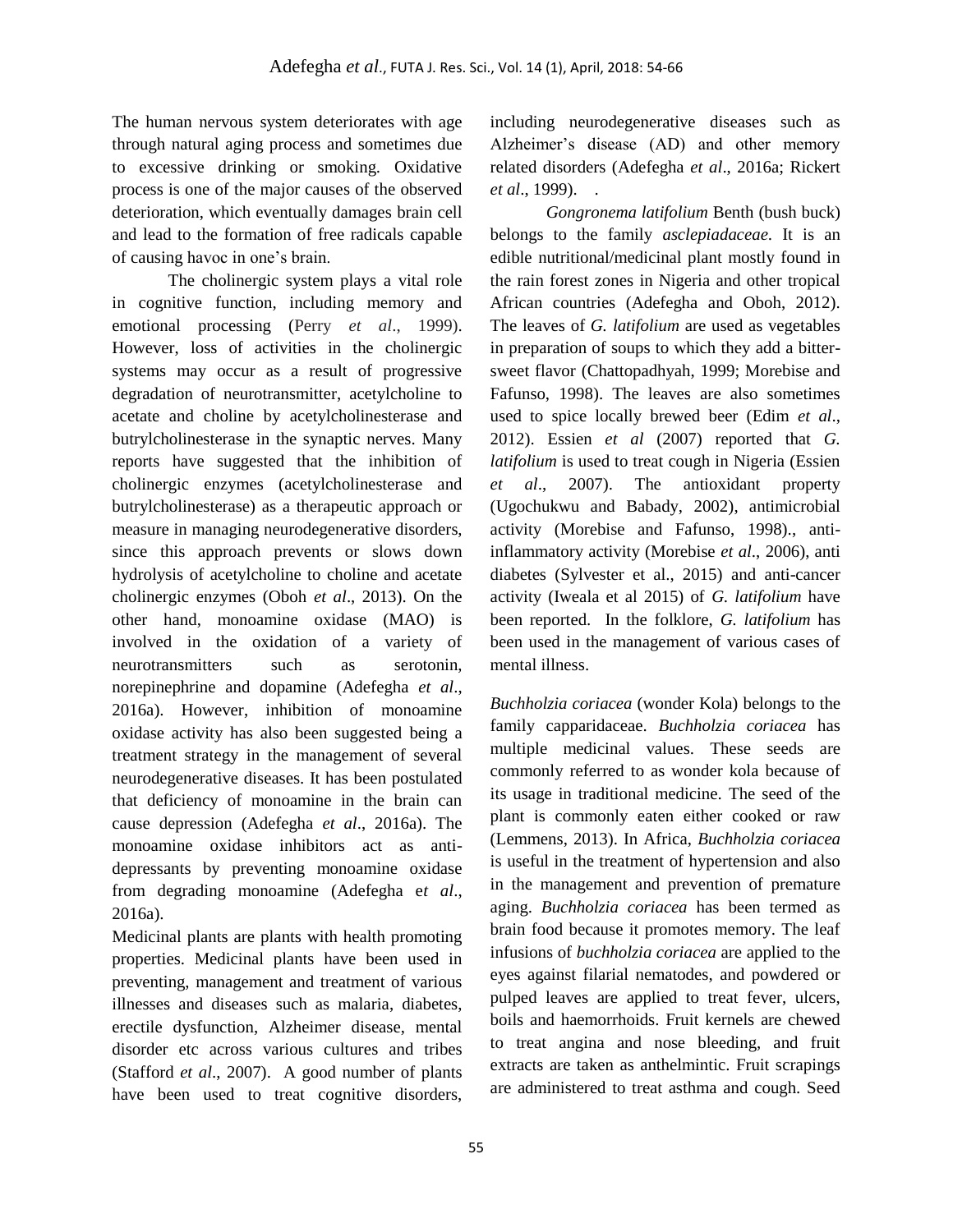The human nervous system deteriorates with age through natural aging process and sometimes due to excessive drinking or smoking. Oxidative process is one of the major causes of the observed deterioration, which eventually damages brain cell and lead to the formation of free radicals capable of causing havoc in one's brain.

The cholinergic system plays a vital role in cognitive function, including memory and emotional processing (Perry *et al*., 1999). However, loss of activities in the cholinergic systems may occur as a result of progressive degradation of neurotransmitter, acetylcholine to acetate and choline by acetylcholinesterase and butrylcholinesterase in the synaptic nerves. Many reports have suggested that the inhibition of cholinergic enzymes (acetylcholinesterase and butrylcholinesterase) as a therapeutic approach or measure in managing neurodegenerative disorders, since this approach prevents or slows down hydrolysis of acetylcholine to choline and acetate cholinergic enzymes (Oboh *et al*., 2013). On the other hand, monoamine oxidase (MAO) is involved in the oxidation of a variety of neurotransmitters such as serotonin, norepinephrine and dopamine (Adefegha *et al*., 2016a). However, inhibition of monoamine oxidase activity has also been suggested being a treatment strategy in the management of several neurodegenerative diseases. It has been postulated that deficiency of monoamine in the brain can cause depression (Adefegha *et al*., 2016a). The monoamine oxidase inhibitors act as anti-depressants by preventing monoamine oxidase from degrading monoamine (Adefegha e*t al*., 2016a).

Medicinal plants are plants with health promoting properties. Medicinal plants have been used in preventing, management and treatment of various illnesses and diseases such as malaria, diabetes, erectile dysfunction, Alzheimer disease, mental disorder etc across various cultures and tribes (Stafford *et al*., 2007). A good number of plants have been used to treat cognitive disorders, including neurodegenerative diseases such as Alzheimer's disease (AD) and other memory related disorders (Adefegha *et al*., 2016a; Rickert *et al*., 1999). .

*Gongronema latifolium* Benth (bush buck) belongs to the family *asclepiadaceae*. It is an edible nutritional/medicinal plant mostly found in the rain forest zones in Nigeria and other tropical African countries (Adefegha and Oboh, 2012). The leaves of *G. latifolium* are used as vegetables in preparation of soups to which they add a bitter-sweet flavor (Chattopadhyah, 1999; Morebise and Fafunso, 1998). The leaves are also sometimes used to spice locally brewed beer (Edim *et al*., 2012). Essien *et al* (2007) reported that *G. latifolium* is used to treat cough in Nigeria (Essien *et al*., 2007). The antioxidant property (Ugochukwu and Babady, 2002), antimicrobial activity (Morebise and Fafunso, 1998)., anti-inflammatory activity (Morebise *et al*., 2006), anti diabetes (Sylvester et al., 2015) and anti-cancer activity (Iweala et al 2015) of *G. latifolium* have been reported. In the folklore, *G. latifolium* has been used in the management of various cases of mental illness.

*Buchholzia coriacea* (wonder Kola) belongs to the family capparidaceae. *Buchholzia coriacea* has multiple medicinal values. These seeds are commonly referred to as wonder kola because of its usage in traditional medicine. The seed of the plant is commonly eaten either cooked or raw (Lemmens, 2013). In Africa, *Buchholzia coriacea* is useful in the treatment of hypertension and also in the management and prevention of premature aging. *Buchholzia coriacea* has been termed as brain food because it promotes memory. The leaf infusions of *buchholzia coriacea* are applied to the eyes against filarial nematodes, and powdered or pulped leaves are applied to treat fever, ulcers, boils and haemorrhoids. Fruit kernels are chewed to treat angina and nose bleeding, and fruit extracts are taken as anthelmintic. Fruit scrapings are administered to treat asthma and cough. Seed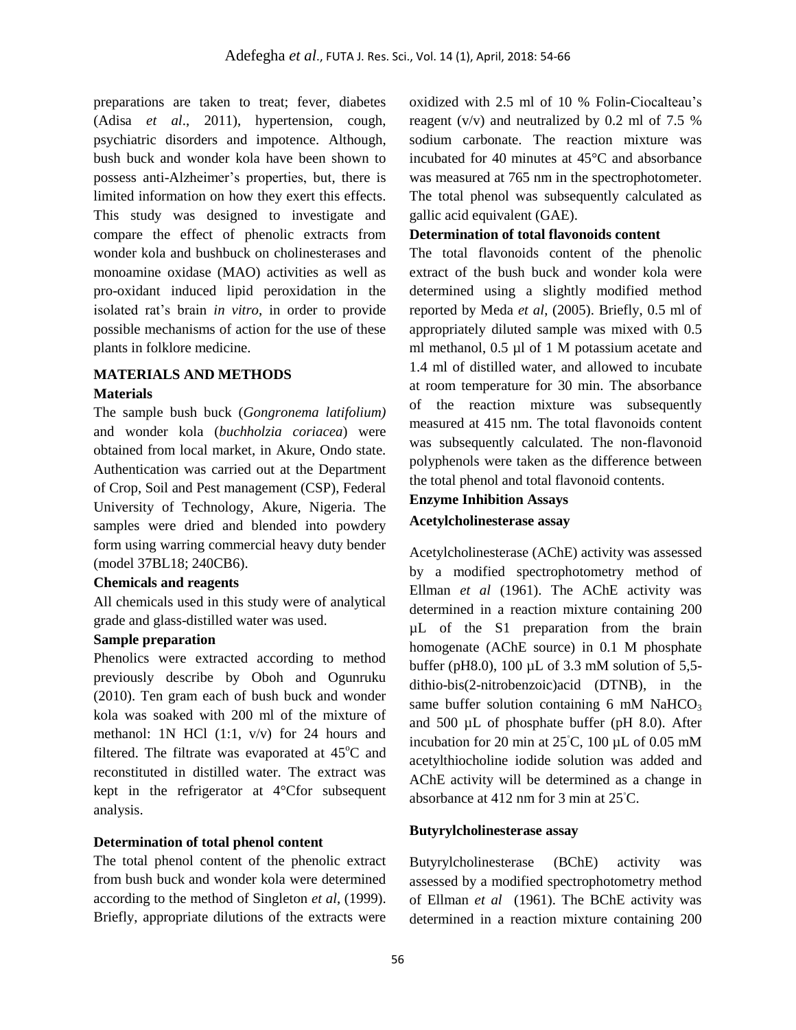preparations are taken to treat; fever, diabetes (Adisa *et al*., 2011), hypertension, cough, psychiatric disorders and impotence. Although, bush buck and wonder kola have been shown to possess anti-Alzheimer's properties, but, there is limited information on how they exert this effects. This study was designed to investigate and compare the effect of phenolic extracts from wonder kola and bushbuck on cholinesterases and monoamine oxidase (MAO) activities as well as pro-oxidant induced lipid peroxidation in the isolated rat's brain *in vitro*, in order to provide possible mechanisms of action for the use of these plants in folklore medicine.

## MATERIALS AND METHODS

### Materials

The sample bush buck (*Gongronema latifolium)* and wonder kola (*buchholzia coriacea*) were obtained from local market, in Akure, Ondo state. Authentication was carried out at the Department of Crop, Soil and Pest management (CSP), Federal University of Technology, Akure, Nigeria. The samples were dried and blended into powdery form using warring commercial heavy duty bender (model 37BL18; 240CB6).

### Chemicals and reagents

All chemicals used in this study were of analytical grade and glass-distilled water was used.

### Sample preparation

Phenolics were extracted according to method previously describe by Oboh and Ogunruku (2010). Ten gram each of bush buck and wonder kola was soaked with 200 ml of the mixture of methanol: 1N HCl (1:1, v/v) for 24 hours and filtered. The filtrate was evaporated at 45°C and reconstituted in distilled water. The extract was kept in the refrigerator at 4°Cfor subsequent analysis.

### Determination of total phenol content

The total phenol content of the phenolic extract from bush buck and wonder kola were determined according to the method of Singleton *et al*, (1999). Briefly, appropriate dilutions of the extracts were oxidized with 2.5 ml of 10 % Folin-Ciocalteau's reagent (v/v) and neutralized by 0.2 ml of 7.5 % sodium carbonate. The reaction mixture was incubated for 40 minutes at 45°C and absorbance was measured at 765 nm in the spectrophotometer. The total phenol was subsequently calculated as gallic acid equivalent (GAE).

### Determination of total flavonoids content

The total flavonoids content of the phenolic extract of the bush buck and wonder kola were determined using a slightly modified method reported by Meda *et al*, (2005). Briefly, 0.5 ml of appropriately diluted sample was mixed with 0.5 ml methanol, 0.5 µl of 1 M potassium acetate and 1.4 ml of distilled water, and allowed to incubate at room temperature for 30 min. The absorbance of the reaction mixture was subsequently measured at 415 nm. The total flavonoids content was subsequently calculated. The non-flavonoid polyphenols were taken as the difference between the total phenol and total flavonoid contents.

### Enzyme Inhibition Assays

### Acetylcholinesterase assay

Acetylcholinesterase (AChE) activity was assessed by a modified spectrophotometry method of Ellman *et al* (1961). The AChE activity was determined in a reaction mixture containing 200 µL of the S1 preparation from the brain homogenate (AChE source) in 0.1 M phosphate buffer (pH8.0), 100 µL of 3.3 mM solution of 5,5-dithio-bis(2-nitrobenzoic)acid (DTNB), in the same buffer solution containing 6 mM $NaHCO_3$ and 500 µL of phosphate buffer (pH 8.0). After incubation for 20 min at 25°C, 100 µL of 0.05 mM acetylthiocholine iodide solution was added and AChE activity will be determined as a change in absorbance at 412 nm for 3 min at 25°C.

### Butyrylcholinesterase assay

Butyrylcholinesterase (BChE) activity was assessed by a modified spectrophotometry method of Ellman *et al* (1961). The BChE activity was determined in a reaction mixture containing 200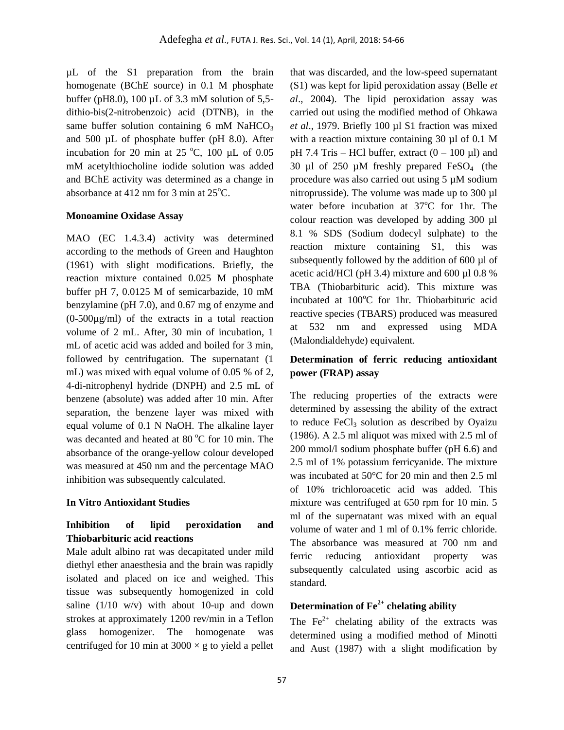µL of the S1 preparation from the brain homogenate (BChE source) in 0.1 M phosphate buffer (pH8.0), 100 µL of 3.3 mM solution of 5,5-dithio-bis(2-nitrobenzoic) acid (DTNB), in the same buffer solution containing 6 mM $NaHCO_3$ and 500 µL of phosphate buffer (pH 8.0). After incubation for 20 min at 25 $^oC$, 100 µL of 0.05 mM acetylthiocholine iodide solution was added and BChE activity was determined as a change in absorbance at 412 nm for 3 min at 25$^oC$.

**Monoamine Oxidase Assay**

MAO (EC 1.4.3.4) activity was determined according to the methods of Green and Haughton (1961) with slight modifications. Briefly, the reaction mixture contained 0.025 M phosphate buffer pH 7, 0.0125 M of semicarbazide, 10 mM benzylamine (pH 7.0), and 0.67 mg of enzyme and (0-500µg/ml) of the extracts in a total reaction volume of 2 mL. After, 30 min of incubation, 1 mL of acetic acid was added and boiled for 3 min, followed by centrifugation. The supernatant (1 mL) was mixed with equal volume of 0.05 % of 2, 4-di-nitrophenyl hydride (DNPH) and 2.5 mL of benzene (absolute) was added after 10 min. After separation, the benzene layer was mixed with equal volume of 0.1 N NaOH. The alkaline layer was decanted and heated at 80 $^oC$ for 10 min. The absorbance of the orange-yellow colour developed was measured at 450 nm and the percentage MAO inhibition was subsequently calculated.

**In Vitro Antioxidant Studies**

**Inhibition of lipid peroxidation and Thiobarbituric acid reactions**

Male adult albino rat was decapitated under mild diethyl ether anaesthesia and the brain was rapidly isolated and placed on ice and weighed. This tissue was subsequently homogenized in cold saline (1/10 w/v) with about 10-up and down strokes at approximately 1200 rev/min in a Teflon glass homogenizer. The homogenate was centrifuged for 10 min at 3000 × g to yield a pellet that was discarded, and the low-speed supernatant (S1) was kept for lipid peroxidation assay (Belle *et al*., 2004). The lipid peroxidation assay was carried out using the modified method of Ohkawa *et al*., 1979. Briefly 100 µl S1 fraction was mixed with a reaction mixture containing 30 µl of 0.1 M pH 7.4 Tris – HCl buffer, extract (0 – 100 µl) and 30 µl of 250 µM freshly prepared $FeSO_4$ (the procedure was also carried out using 5 µM sodium nitroprusside). The volume was made up to 300 µl water before incubation at 37$^oC$ for 1hr. The colour reaction was developed by adding 300 µl 8.1 % SDS (Sodium dodecyl sulphate) to the reaction mixture containing S1, this was subsequently followed by the addition of 600 µl of acetic acid/HCl (pH 3.4) mixture and 600 µl 0.8 % TBA (Thiobarbituric acid). This mixture was incubated at 100$^oC$ for 1hr. Thiobarbituric acid reactive species (TBARS) produced was measured at 532 nm and expressed using MDA (Malondialdehyde) equivalent.

**Determination of ferric reducing antioxidant power (FRAP) assay**

The reducing properties of the extracts were determined by assessing the ability of the extract to reduce $FeCl_3$ solution as described by Oyaizu (1986). A 2.5 ml aliquot was mixed with 2.5 ml of 200 mmol/l sodium phosphate buffer (pH 6.6) and 2.5 ml of 1% potassium ferricyanide. The mixture was incubated at 50°C for 20 min and then 2.5 ml of 10% trichloroacetic acid was added. This mixture was centrifuged at 650 rpm for 10 min. 5 ml of the supernatant was mixed with an equal volume of water and 1 ml of 0.1% ferric chloride. The absorbance was measured at 700 nm and ferric reducing antioxidant property was subsequently calculated using ascorbic acid as standard.

**Determination of $Fe^{2+}$ chelating ability**

The $Fe^{2+}$ chelating ability of the extracts was determined using a modified method of Minotti and Aust (1987) with a slight modification by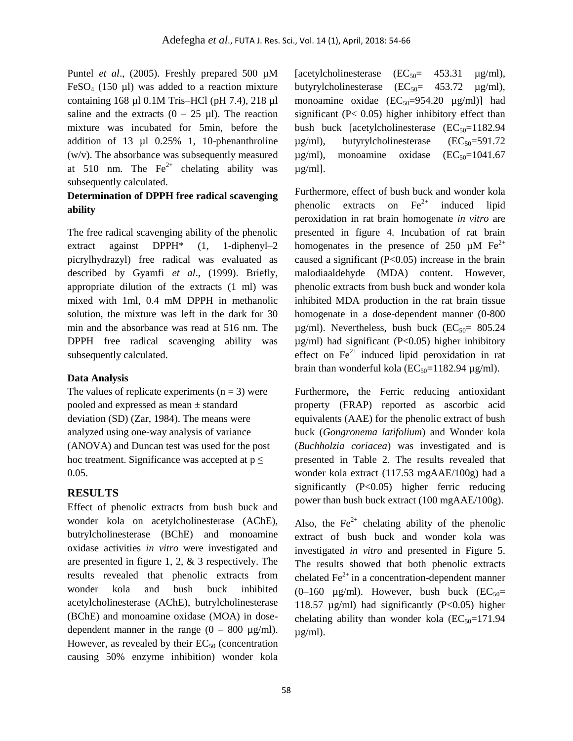Puntel *et al*., (2005). Freshly prepared 500 µM $FeSO_4$ (150 µl) was added to a reaction mixture containing 168 µl 0.1M Tris–HCl (pH 7.4), 218 µl saline and the extracts (0 – 25 µl). The reaction mixture was incubated for 5min, before the addition of 13 µl 0.25% 1, 10-phenanthroline (w/v). The absorbance was subsequently measured at 510 nm. The $Fe^{2+}$ chelating ability was subsequently calculated.

**Determination of DPPH free radical scavenging ability**

The free radical scavenging ability of the phenolic extract against DPPH* (1, 1-diphenyl–2 picrylhydrazyl) free radical was evaluated as described by Gyamfi *et al*., (1999). Briefly, appropriate dilution of the extracts (1 ml) was mixed with 1ml, 0.4 mM DPPH in methanolic solution, the mixture was left in the dark for 30 min and the absorbance was read at 516 nm. The DPPH free radical scavenging ability was subsequently calculated.

**Data Analysis**

The values of replicate experiments (n = 3) were pooled and expressed as mean ± standard deviation (SD) (Zar, 1984). The means were analyzed using one-way analysis of variance (ANOVA) and Duncan test was used for the post hoc treatment. Significance was accepted at $p \leq 0.05$.

## RESULTS

Effect of phenolic extracts from bush buck and wonder kola on acetylcholinesterase (AChE), butrylcholinesterase (BChE) and monoamine oxidase activities *in vitro* were investigated and are presented in figure 1, 2, & 3 respectively. The results revealed that phenolic extracts from wonder kola and bush buck inhibited acetylcholinesterase (AChE), butrylcholinesterase (BChE) and monoamine oxidase (MOA) in dose-dependent manner in the range (0 – 800 µg/ml). However, as revealed by their $EC_{50}$ (concentration causing 50% enzyme inhibition) wonder kola [acetylcholinesterase ($EC_{50}$= 453.31 µg/ml), butyrylcholinesterase ($EC_{50}$= 453.72 µg/ml), monoamine oxidae ($EC_{50}$=954.20 µg/ml)] had significant (P< 0.05) higher inhibitory effect than bush buck [acetylcholinesterase ($EC_{50}$=1182.94 µg/ml), butyrylcholinesterase ($EC_{50}$=591.72 µg/ml), monoamine oxidase ($EC_{50}$=1041.67 µg/ml].

Furthermore, effect of bush buck and wonder kola phenolic extracts on $Fe^{2+}$ induced lipid peroxidation in rat brain homogenate *in vitro* are presented in figure 4. Incubation of rat brain homogenates in the presence of 250 µM $Fe^{2+}$ caused a significant (P<0.05) increase in the brain malodiaaldehyde (MDA) content. However, phenolic extracts from bush buck and wonder kola inhibited MDA production in the rat brain tissue homogenate in a dose-dependent manner (0-800 µg/ml). Nevertheless, bush buck ($EC_{50}$= 805.24 µg/ml) had significant (P<0.05) higher inhibitory effect on $Fe^{2+}$ induced lipid peroxidation in rat brain than wonderful kola ($EC_{50}$=1182.94 µg/ml).

Furthermore**,** the Ferric reducing antioxidant property (FRAP) reported as ascorbic acid equivalents (AAE) for the phenolic extract of bush buck (*Gongronema latifolium*) and Wonder kola (*Buchholzia coriacea*) was investigated and is presented in Table 2. The results revealed that wonder kola extract (117.53 mgAAE/100g) had a significantly (P<0.05) higher ferric reducing power than bush buck extract (100 mgAAE/100g).

Also, the $Fe^{2+}$ chelating ability of the phenolic extract of bush buck and wonder kola was investigated *in vitro* and presented in Figure 5. The results showed that both phenolic extracts chelated $Fe^{2+}$ in a concentration-dependent manner (0–160 µg/ml). However, bush buck ($EC_{50}$= 118.57 µg/ml) had significantly (P<0.05) higher chelating ability than wonder kola ($EC_{50}$=171.94 µg/ml).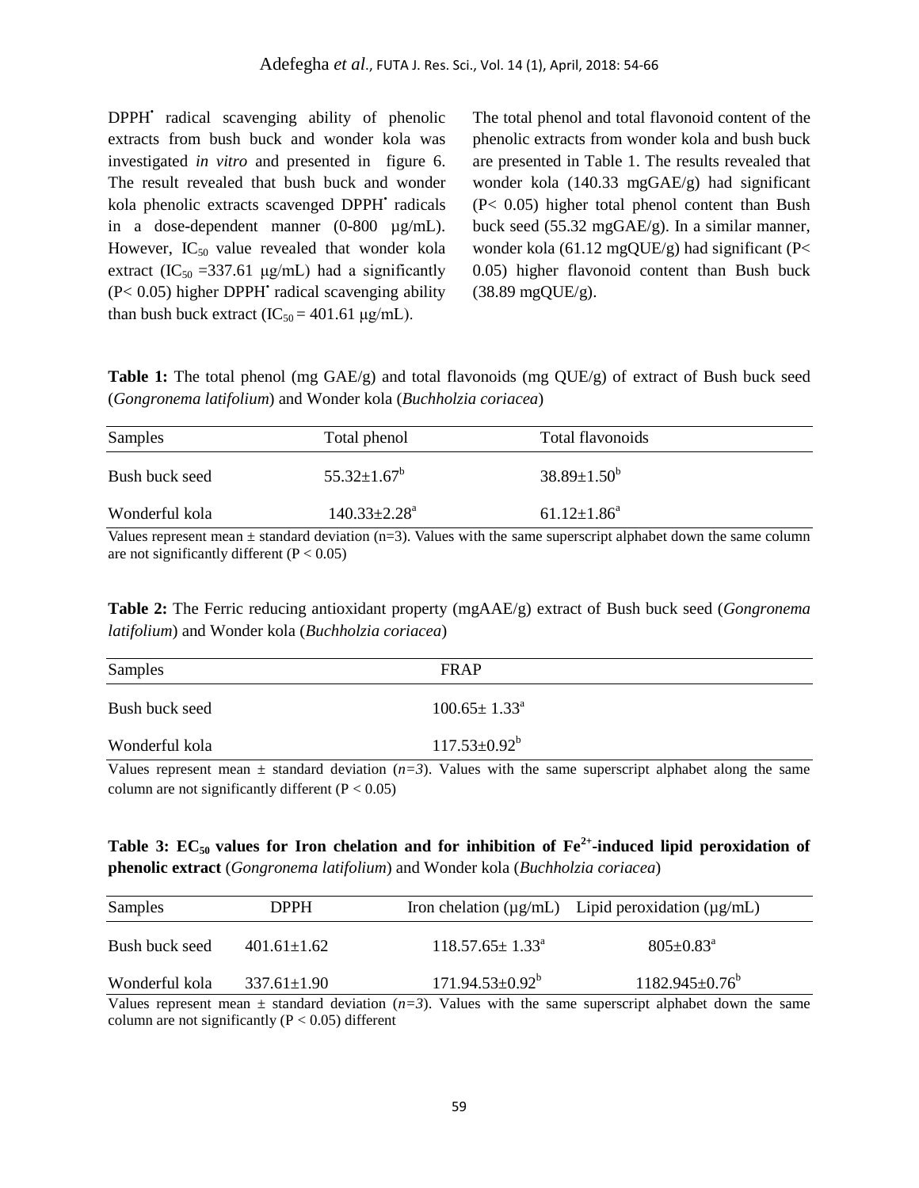DPPH$^{\bullet}$ radical scavenging ability of phenolic extracts from bush buck and wonder kola was investigated *in vitro* and presented in figure 6. The result revealed that bush buck and wonder kola phenolic extracts scavenged DPPH$^{\bullet}$ radicals in a dose-dependent manner (0-800 µg/mL). However, $IC_{50}$ value revealed that wonder kola extract ($IC_{50}$ =337.61 µg/mL) had a significantly ($P < 0.05$) higher DPPH$^{\bullet}$ radical scavenging ability than bush buck extract ($IC_{50}$ = 401.61 µg/mL).

The total phenol and total flavonoid content of the phenolic extracts from wonder kola and bush buck are presented in Table 1. The results revealed that wonder kola (140.33 mgGAE/g) had significant ($P < 0.05$) higher total phenol content than Bush buck seed (55.32 mgGAE/g). In a similar manner, wonder kola (61.12 mgQUE/g) had significant ($P < 0.05$) higher flavonoid content than Bush buck (38.89 mgQUE/g).

**Table 1:** The total phenol (mg GAE/g) and total flavonoids (mg QUE/g) of extract of Bush buck seed (*Gongronema latifolium*) and Wonder kola (*Buchholzia coriacea*)

| Samples | Total phenol | Total flavonoids |
|---|---|---|
| Bush buck seed | $55.32 \pm 1.67^{b}$ | $38.89 \pm 1.50^{b}$ |
| Wonderful kola | $140.33 \pm 2.28^{a}$ | $61.12 \pm 1.86^{a}$ |

Values represent mean ± standard deviation (n=3). Values with the same superscript alphabet down the same column are not significantly different ($P < 0.05$)

**Table 2:** The Ferric reducing antioxidant property (mgAAE/g) extract of Bush buck seed (*Gongronema latifolium*) and Wonder kola (*Buchholzia coriacea*)

| Samples | FRAP |
|---|---|
| Bush buck seed | $100.65 \pm 1.33^{a}$ |
| Wonderful kola | $117.53 \pm 0.92^{b}$ |

Values represent mean ± standard deviation (*n=3*). Values with the same superscript alphabet along the same column are not significantly different ($P < 0.05$)

**Table 3: $EC_{50}$ values for Iron chelation and for inhibition of $Fe^{2+}$-induced lipid peroxidation of phenolic extract** (*Gongronema latifolium*) and Wonder kola (*Buchholzia coriacea*)

| Samples | DPPH | Iron chelation (µg/mL) | Lipid peroxidation (µg/mL) |
|---|---|---|---|
| Bush buck seed | $401.61 \pm 1.62$ | $118.57.65 \pm 1.33^{a}$ | $805 \pm 0.83^{a}$ |
| Wonderful kola | $337.61 \pm 1.90$ | $171.94.53 \pm 0.92^{b}$ | $1182.945 \pm 0.76^{b}$ |

Values represent mean ± standard deviation (*n=3*). Values with the same superscript alphabet down the same column are not significantly ($P < 0.05$) different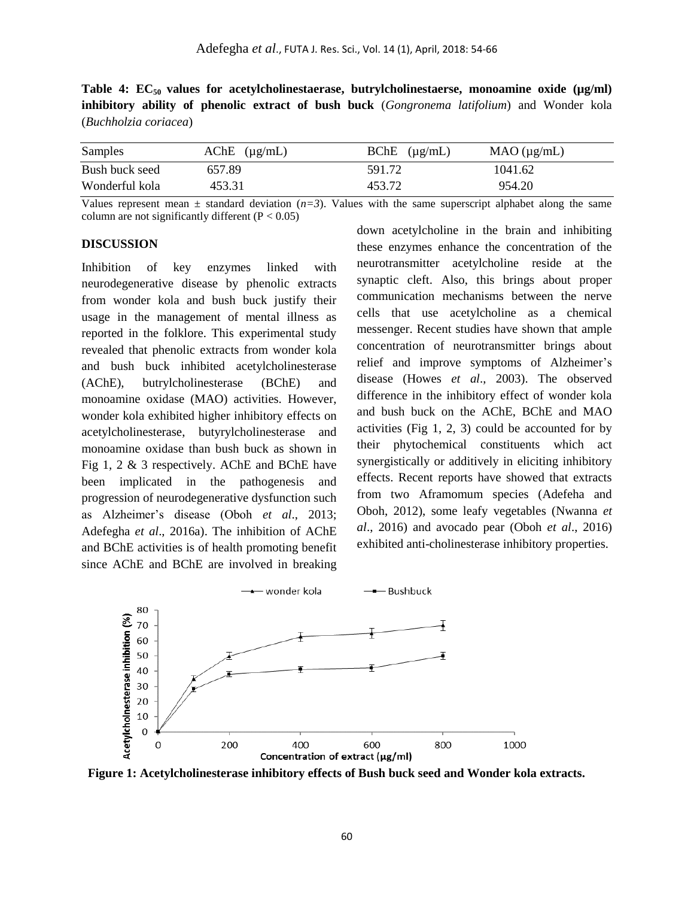**Table 4: $EC_{50}$ values for acetylcholinestaerase, butrylcholinestaerse, monoamine oxide (µg/ml) inhibitory ability of phenolic extract of bush buck** (*Gongronema latifolium*) and Wonder kola (*Buchholzia coriacea*)

| Samples | AChE (µg/mL) | BChE (µg/mL) | MAO (µg/mL) |
|---|---|---|---|
| Bush buck seed | 657.89 | 591.72 | 1041.62 |
| Wonderful kola | 453.31 | 453.72 | 954.20 |

Values represent mean ± standard deviation (*n=3*). Values with the same superscript alphabet along the same column are not significantly different ($P < 0.05$)

## DISCUSSION

Inhibition of key enzymes linked with neurodegenerative disease by phenolic extracts from wonder kola and bush buck justify their usage in the management of mental illness as reported in the folklore. This experimental study revealed that phenolic extracts from wonder kola and bush buck inhibited acetylcholinesterase (AChE), butrylcholinesterase (BChE) and monoamine oxidase (MAO) activities. However, wonder kola exhibited higher inhibitory effects on acetylcholinesterase, butyrylcholinesterase and monoamine oxidase than bush buck as shown in Fig 1, 2 & 3 respectively. AChE and BChE have been implicated in the pathogenesis and progression of neurodegenerative dysfunction such as Alzheimer's disease (Oboh *et al*., 2013; Adefegha *et al*., 2016a). The inhibition of AChE and BChE activities is of health promoting benefit since AChE and BChE are involved in breaking down acetylcholine in the brain and inhibiting these enzymes enhance the concentration of the neurotransmitter acetylcholine reside at the synaptic cleft. Also, this brings about proper communication mechanisms between the nerve cells that use acetylcholine as a chemical messenger. Recent studies have shown that ample concentration of neurotransmitter brings about relief and improve symptoms of Alzheimer's disease (Howes *et al*., 2003). The observed difference in the inhibitory effect of wonder kola and bush buck on the AChE, BChE and MAO activities (Fig 1, 2, 3) could be accounted for by their phytochemical constituents which act synergistically or additively in eliciting inhibitory effects. Recent reports have showed that extracts from two Aframomum species (Adefeha and Oboh, 2012), some leafy vegetables (Nwanna *et al*., 2016) and avocado pear (Oboh *et al*., 2016) exhibited anti-cholinesterase inhibitory properties.

**Figure 1: Acetylcholinesterase inhibitory effects of Bush buck seed and Wonder kola extracts.**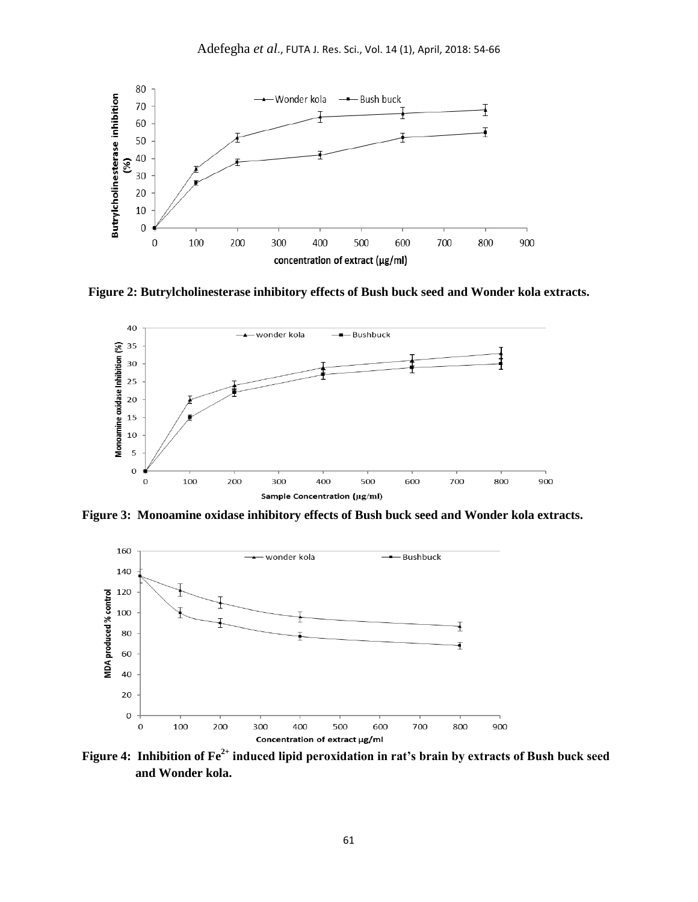**Figure 2: Butrylcholinesterase inhibitory effects of Bush buck seed and Wonder kola extracts.**

**Figure 3: Monoamine oxidase inhibitory effects of Bush buck seed and Wonder kola extracts.**

**Figure 4: Inhibition of $Fe^{2+}$ induced lipid peroxidation in rat's brain by extracts of Bush buck seed and Wonder kola.**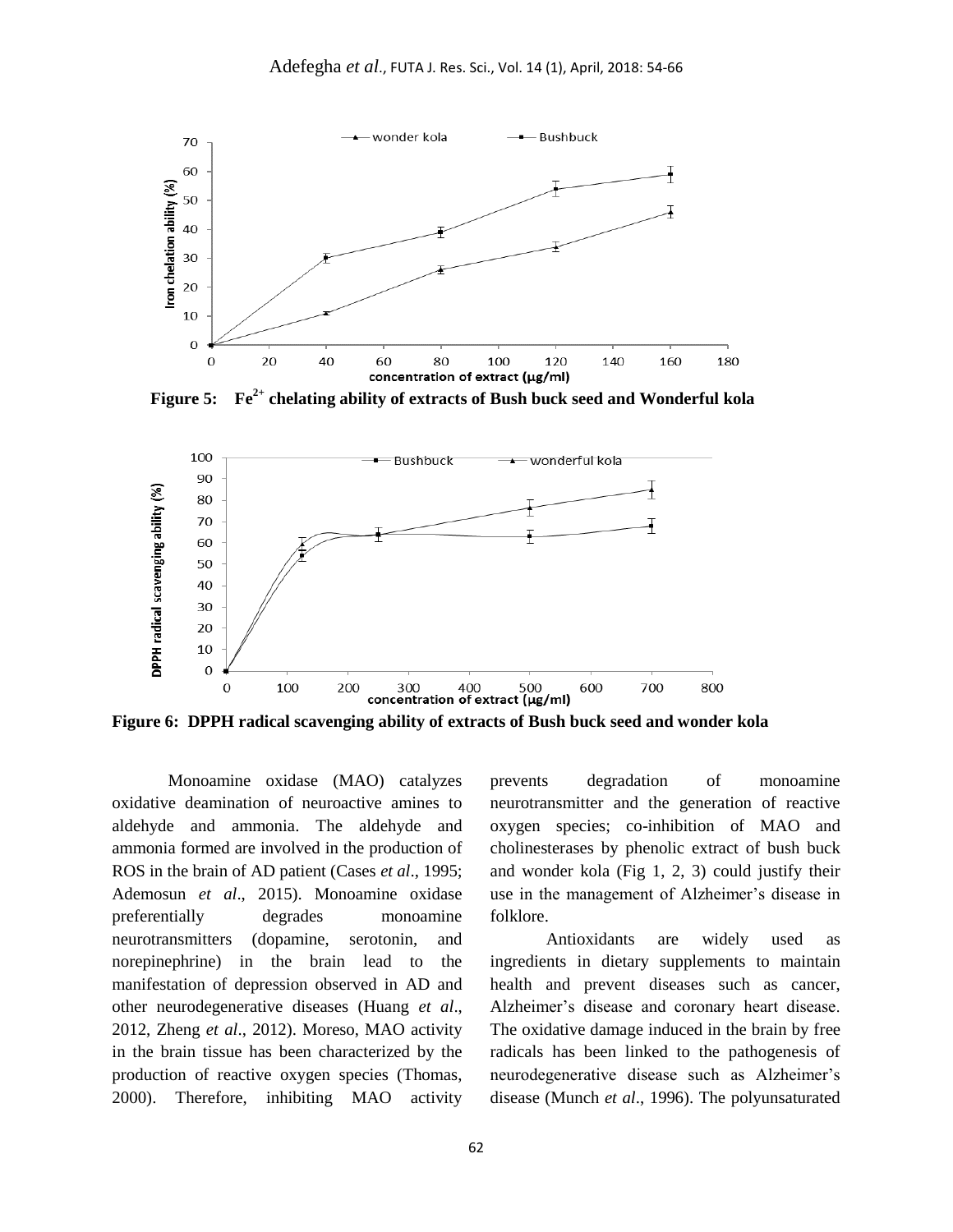Figure 5: $Fe^{2+}$ chelating ability of extracts of Bush buck seed and Wonderful kola

Figure 6: DPPH radical scavenging ability of extracts of Bush buck seed and wonder kola

Monoamine oxidase (MAO) catalyzes oxidative deamination of neuroactive amines to aldehyde and ammonia. The aldehyde and ammonia formed are involved in the production of ROS in the brain of AD patient (Cases *et al*., 1995; Ademosun *et al*., 2015). Monoamine oxidase preferentially degrades monoamine neurotransmitters (dopamine, serotonin, and norepinephrine) in the brain lead to the manifestation of depression observed in AD and other neurodegenerative diseases (Huang *et al*., 2012, Zheng *et al*., 2012). Moreso, MAO activity in the brain tissue has been characterized by the production of reactive oxygen species (Thomas, 2000). Therefore, inhibiting MAO activity prevents degradation of monoamine neurotransmitter and the generation of reactive oxygen species; co-inhibition of MAO and cholinesterases by phenolic extract of bush buck and wonder kola (Fig 1, 2, 3) could justify their use in the management of Alzheimer's disease in folklore.

Antioxidants are widely used as ingredients in dietary supplements to maintain health and prevent diseases such as cancer, Alzheimer's disease and coronary heart disease. The oxidative damage induced in the brain by free radicals has been linked to the pathogenesis of neurodegenerative disease such as Alzheimer's disease (Munch *et al*., 1996). The polyunsaturated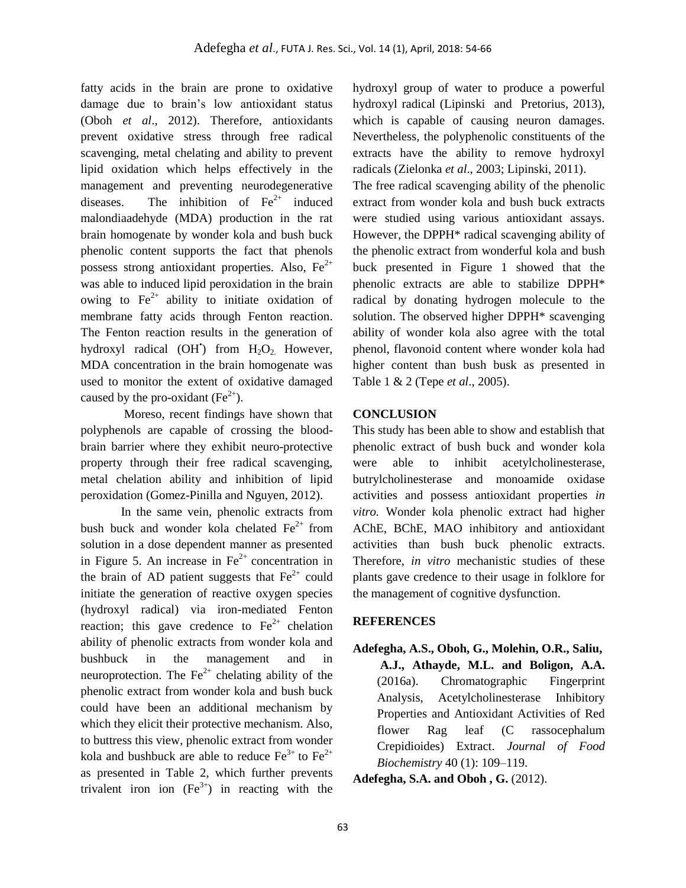fatty acids in the brain are prone to oxidative damage due to brain's low antioxidant status (Oboh *et al*., 2012). Therefore, antioxidants prevent oxidative stress through free radical scavenging, metal chelating and ability to prevent lipid oxidation which helps effectively in the management and preventing neurodegenerative diseases. The inhibition of $Fe^{2+}$ induced malondiaadehyde (MDA) production in the rat brain homogenate by wonder kola and bush buck phenolic content supports the fact that phenols possess strong antioxidant properties. Also, $Fe^{2+}$ was able to induced lipid peroxidation in the brain owing to $Fe^{2+}$ ability to initiate oxidation of membrane fatty acids through Fenton reaction. The Fenton reaction results in the generation of hydroxyl radical ($OH^{\bullet}$) from $H_2O_2$. However, MDA concentration in the brain homogenate was used to monitor the extent of oxidative damaged caused by the pro-oxidant ($Fe^{2+}$).

Moreso, recent findings have shown that polyphenols are capable of crossing the blood-brain barrier where they exhibit neuro-protective property through their free radical scavenging, metal chelation ability and inhibition of lipid peroxidation (Gomez-Pinilla and Nguyen, 2012).

In the same vein, phenolic extracts from bush buck and wonder kola chelated $Fe^{2+}$ from solution in a dose dependent manner as presented in Figure 5. An increase in $Fe^{2+}$ concentration in the brain of AD patient suggests that $Fe^{2+}$ could initiate the generation of reactive oxygen species (hydroxyl radical) via iron-mediated Fenton reaction; this gave credence to $Fe^{2+}$ chelation ability of phenolic extracts from wonder kola and bushbuck in the management and in neuroprotection. The $Fe^{2+}$ chelating ability of the phenolic extract from wonder kola and bush buck could have been an additional mechanism by which they elicit their protective mechanism. Also, to buttress this view, phenolic extract from wonder kola and bushbuck are able to reduce $Fe^{3+}$ to $Fe^{2+}$ as presented in Table 2, which further prevents trivalent iron ion ($Fe^{3+}$) in reacting with the hydroxyl group of water to produce a powerful hydroxyl radical (Lipinski and Pretorius, 2013), which is capable of causing neuron damages. Nevertheless, the polyphenolic constituents of the extracts have the ability to remove hydroxyl radicals (Zielonka *et al*., 2003; Lipinski, 2011).

The free radical scavenging ability of the phenolic extract from wonder kola and bush buck extracts were studied using various antioxidant assays. However, the DPPH* radical scavenging ability of the phenolic extract from wonderful kola and bush buck presented in Figure 1 showed that the phenolic extracts are able to stabilize DPPH* radical by donating hydrogen molecule to the solution. The observed higher DPPH* scavenging ability of wonder kola also agree with the total phenol, flavonoid content where wonder kola had higher content than bush busk as presented in Table 1 & 2 (Tepe *et al*., 2005).

## CONCLUSION

This study has been able to show and establish that phenolic extract of bush buck and wonder kola were able to inhibit acetylcholinesterase, butrylcholinesterase and monoamide oxidase activities and possess antioxidant properties *in vitro.* Wonder kola phenolic extract had higher AChE, BChE, MAO inhibitory and antioxidant activities than bush buck phenolic extracts. Therefore, *in vitro* mechanistic studies of these plants gave credence to their usage in folklore for the management of cognitive dysfunction.

## REFERENCES

**Adefegha, A.S., Oboh, G., Molehin, O.R., Saliu, A.J., Athayde, M.L. and Boligon, A.A.** (2016a). Chromatographic Fingerprint Analysis, Acetylcholinesterase Inhibitory Properties and Antioxidant Activities of Red flower Rag leaf (C rassocephalum Crepidioides) Extract. *Journal of Food Biochemistry* 40 (1): 109–119.

**Adefegha, S.A. and Oboh , G.** (2012).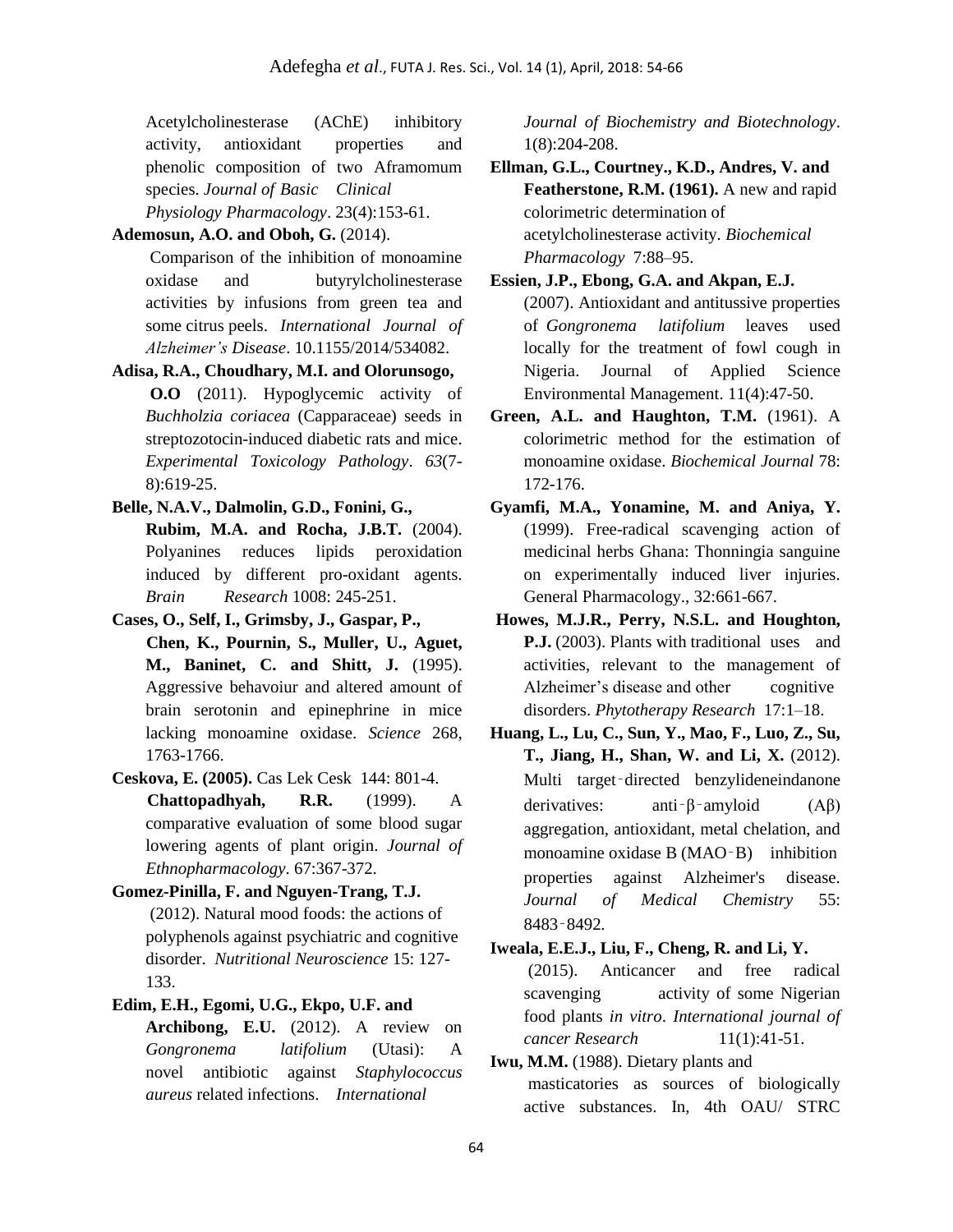Acetylcholinesterase (AChE) inhibitory activity, antioxidant properties and phenolic composition of two Aframomum species. *Journal of Basic Clinical Physiology Pharmacology*. 23(4):153-61.

**Ademosun, A.O. and Oboh, G.** (2014). Comparison of the inhibition of monoamine oxidase and butyrylcholinesterase activities by infusions from green tea and some citrus peels. *International Journal of Alzheimer's Disease*. 10.1155/2014/534082.

**Adisa, R.A., Choudhary, M.I. and Olorunsogo, O.O** (2011). Hypoglycemic activity of *Buchholzia coriacea* (Capparaceae) seeds in streptozotocin-induced diabetic rats and mice. *Experimental Toxicology Pathology*. *63*(7-8):619-25.

**Belle, N.A.V., Dalmolin, G.D., Fonini, G., Rubim, M.A. and Rocha, J.B.T.** (2004). Polyanines reduces lipids peroxidation induced by different pro-oxidant agents. *Brain Research* 1008: 245-251.

**Cases, O., Self, I., Grimsby, J., Gaspar, P., Chen, K., Pournin, S., Muller, U., Aguet, M., Baninet, C. and Shitt, J.** (1995). Aggressive behavoiur and altered amount of brain serotonin and epinephrine in mice lacking monoamine oxidase. *Science* 268, 1763-1766.

**Ceskova, E. (2005).** Cas Lek Cesk 144: 801-4.

**Chattopadhyah, R.R.** (1999). A comparative evaluation of some blood sugar lowering agents of plant origin. *Journal of Ethnopharmacology*. 67:367-372.

**Gomez-Pinilla, F. and Nguyen-Trang, T.J.** (2012). Natural mood foods: the actions of polyphenols against psychiatric and cognitive disorder. *Nutritional Neuroscience* 15: 127-133.

**Edim, E.H., Egomi, U.G., Ekpo, U.F. and Archibong, E.U.** (2012). A review on *Gongronema latifolium* (Utasi): A novel antibiotic against *Staphylococcus aureus* related infections. *International Journal of Biochemistry and Biotechnology*. 1(8):204-208.

**Ellman, G.L., Courtney., K.D., Andres, V. and Featherstone, R.M. (1961).** A new and rapid colorimetric determination of acetylcholinesterase activity. *Biochemical Pharmacology* 7:88–95.

**Essien, J.P., Ebong, G.A. and Akpan, E.J.** (2007). Antioxidant and antitussive properties of *Gongronema latifolium* leaves used locally for the treatment of fowl cough in Nigeria. Journal of Applied Science Environmental Management. 11(4):47-50.

**Green, A.L. and Haughton, T.M.** (1961). A colorimetric method for the estimation of monoamine oxidase. *Biochemical Journal* 78: 172-176.

**Gyamfi, M.A., Yonamine, M. and Aniya, Y.** (1999). Free-radical scavenging action of medicinal herbs Ghana: Thonningia sanguine on experimentally induced liver injuries. General Pharmacology., 32:661-667.

**Howes, M.J.R., Perry, N.S.L. and Houghton, P.J.** (2003). Plants with traditional uses and activities, relevant to the management of Alzheimer's disease and other cognitive disorders. *Phytotherapy Research* 17:1–18.

**Huang, L., Lu, C., Sun, Y., Mao, F., Luo, Z., Su, T., Jiang, H., Shan, W. and Li, X.** (2012). Multi target‑directed benzylideneindanone derivatives: anti‑β‑amyloid (Aβ) aggregation, antioxidant, metal chelation, and monoamine oxidase B (MAO‑B) inhibition properties against Alzheimer's disease. *Journal of Medical Chemistry* 55: 8483‑8492.

**Iweala, E.E.J., Liu, F., Cheng, R. and Li, Y.** (2015). Anticancer and free radical scavenging activity of some Nigerian food plants *in vitro*. *International journal of cancer Research* 11(1):41-51.

**Iwu, M.M.** (1988). Dietary plants and masticatories as sources of biologically active substances. In, 4th OAU/ STRC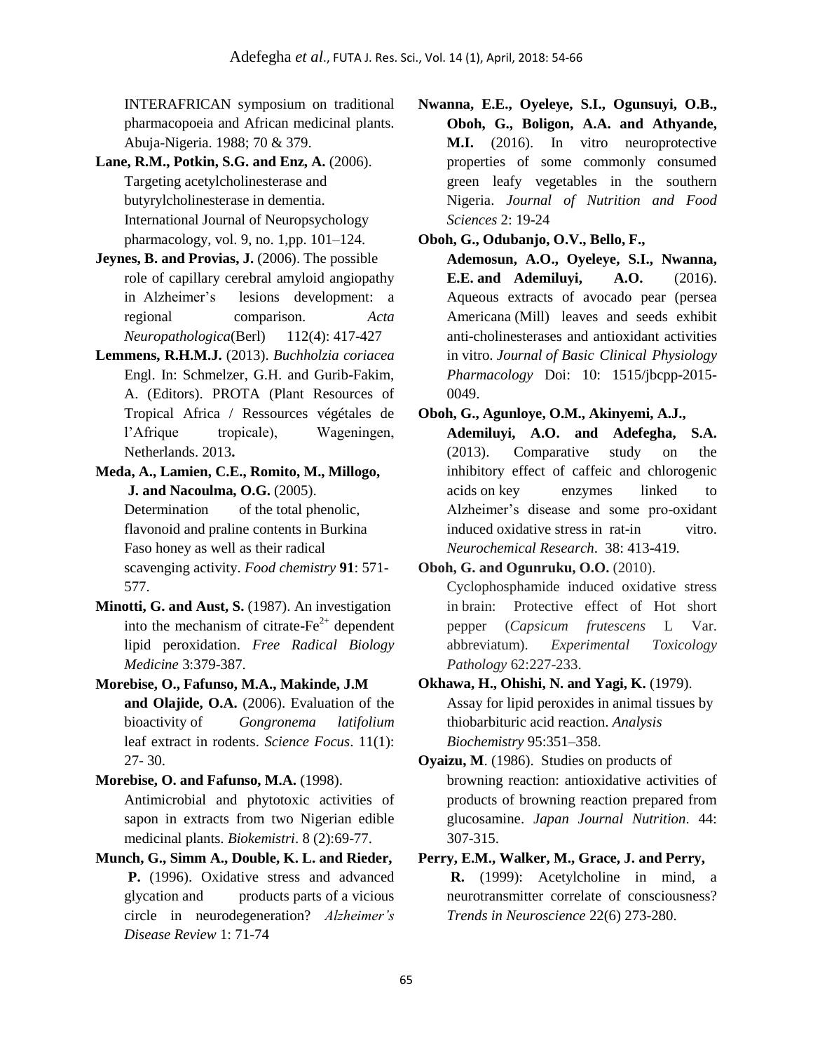INTERAFRICAN symposium on traditional pharmacopoeia and African medicinal plants. Abuja-Nigeria. 1988; 70 & 379.

**Lane, R.M., Potkin, S.G. and Enz, A.** (2006). Targeting acetylcholinesterase and butyrylcholinesterase in dementia. International Journal of Neuropsychology pharmacology, vol. 9, no. 1,pp. 101–124.

**Jeynes, B. and Provias, J.** (2006). The possible role of capillary cerebral amyloid angiopathy in Alzheimer's lesions development: a regional comparison. *Acta Neuropathologica*(Berl) 112(4): 417-427

**Lemmens, R.H.M.J.** (2013). *Buchholzia coriacea* Engl. In: Schmelzer, G.H. and Gurib-Fakim, A. (Editors). PROTA (Plant Resources of Tropical Africa / Ressources végétales de l'Afrique tropicale), Wageningen, Netherlands. 2013**.**

**Meda, A., Lamien, C.E., Romito, M., Millogo, J. and Nacoulma, O.G.** (2005). Determination of the total phenolic, flavonoid and praline contents in Burkina Faso honey as well as their radical scavenging activity. *Food chemistry* **91**: 571-577.

**Minotti, G. and Aust, S.** (1987). An investigation into the mechanism of citrate-$Fe^{2+}$ dependent lipid peroxidation. *Free Radical Biology Medicine* 3:379-387.

**Morebise, O., Fafunso, M.A., Makinde, J.M and Olajide, O.A.** (2006). Evaluation of the bioactivity of *Gongronema latifolium* leaf extract in rodents. *Science Focus*. 11(1): 27- 30.

**Morebise, O. and Fafunso, M.A.** (1998). Antimicrobial and phytotoxic activities of sapon in extracts from two Nigerian edible medicinal plants. *Biokemistri*. 8 (2):69-77.

**Munch, G., Simm A., Double, K. L. and Rieder, P.** (1996). Oxidative stress and advanced glycation and products parts of a vicious circle in neurodegeneration? *Alzheimer's Disease Review* 1: 71-74

**Nwanna, E.E., Oyeleye, S.I., Ogunsuyi, O.B., Oboh, G., Boligon, A.A. and Athyande, M.I.** (2016). In vitro neuroprotective properties of some commonly consumed green leafy vegetables in the southern Nigeria. *Journal of Nutrition and Food Sciences* 2: 19-24

**Oboh, G., Odubanjo, O.V., Bello, F., Ademosun, A.O., Oyeleye, S.I., Nwanna, E.E. and Ademiluyi, A.O.** (2016). Aqueous extracts of avocado pear (persea Americana (Mill) leaves and seeds exhibit anti-cholinesterases and antioxidant activities in vitro. *Journal of Basic Clinical Physiology Pharmacology* Doi: 10: 1515/jbcpp-2015-0049.

**Oboh, G., Agunloye, O.M., Akinyemi, A.J., Ademiluyi, A.O. and Adefegha, S.A.** (2013). Comparative study on the inhibitory effect of caffeic and chlorogenic acids on key enzymes linked to Alzheimer's disease and some pro-oxidant induced oxidative stress in rat-in vitro. *Neurochemical Research*. 38: 413-419.

**Oboh, G. and Ogunruku, O.O.** (2010). Cyclophosphamide induced oxidative stress in brain: Protective effect of Hot short pepper (*Capsicum frutescens* L Var. abbreviatum). *Experimental Toxicology Pathology* 62:227-233.

**Okhawa, H., Ohishi, N. and Yagi, K.** (1979). Assay for lipid peroxides in animal tissues by thiobarbituric acid reaction. *Analysis Biochemistry* 95:351–358.

**Oyaizu, M**. (1986). Studies on products of browning reaction: antioxidative activities of products of browning reaction prepared from glucosamine. *Japan Journal Nutrition*. 44: 307-315.

**Perry, E.M., Walker, M., Grace, J. and Perry, R.** (1999): Acetylcholine in mind, a neurotransmitter correlate of consciousness? *Trends in Neuroscience* 22(6) 273-280.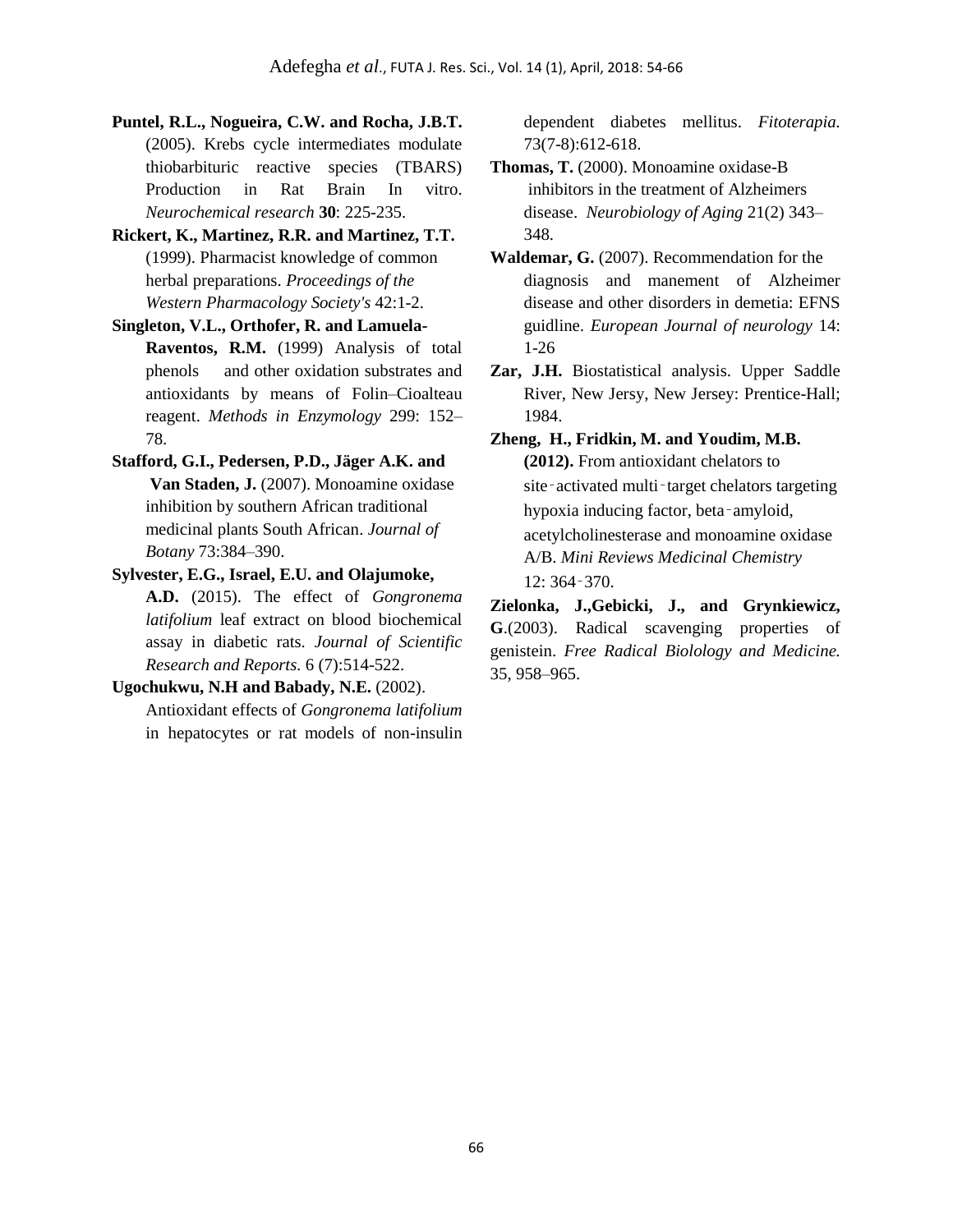**Puntel, R.L., Nogueira, C.W. and Rocha, J.B.T.** (2005). Krebs cycle intermediates modulate thiobarbituric reactive species (TBARS) Production in Rat Brain In vitro. *Neurochemical research* **30**: 225-235.

**Rickert, K., Martinez, R.R. and Martinez, T.T.** (1999). Pharmacist knowledge of common herbal preparations. *Proceedings of the Western Pharmacology Society's* 42:1-2.

**Singleton, V.L., Orthofer, R. and Lamuela-Raventos, R.M.** (1999) Analysis of total phenols and other oxidation substrates and antioxidants by means of Folin–Cioalteau reagent. *Methods in Enzymology* 299: 152–78.

**Stafford, G.I., Pedersen, P.D., Jäger A.K. and Van Staden, J.** (2007). Monoamine oxidase inhibition by southern African traditional medicinal plants South African. *Journal of Botany* 73:384–390.

**Sylvester, E.G., Israel, E.U. and Olajumoke, A.D.** (2015). The effect of *Gongronema latifolium* leaf extract on blood biochemical assay in diabetic rats. *Journal of Scientific Research and Reports.* 6 (7):514-522.

**Ugochukwu, N.H and Babady, N.E.** (2002). Antioxidant effects of *Gongronema latifolium* in hepatocytes or rat models of non-insulin dependent diabetes mellitus. *Fitoterapia.* 73(7-8):612-618.

**Thomas, T.** (2000). Monoamine oxidase-B inhibitors in the treatment of Alzheimers disease. *Neurobiology of Aging* 21(2) 343–348.

**Waldemar, G.** (2007). Recommendation for the diagnosis and manement of Alzheimer disease and other disorders in demetia: EFNS guidline. *European Journal of neurology* 14: 1-26

**Zar, J.H.** Biostatistical analysis. Upper Saddle River, New Jersy, New Jersey: Prentice-Hall; 1984.

**Zheng, H., Fridkin, M. and Youdim, M.B. (2012).** From antioxidant chelators to site‑activated multi‑target chelators targeting hypoxia inducing factor, beta‑amyloid, acetylcholinesterase and monoamine oxidase A/B. *Mini Reviews Medicinal Chemistry* 12: 364‑370.

**Zielonka, J.,Gebicki, J., and Grynkiewicz, G**.(2003). Radical scavenging properties of genistein. *Free Radical Biolology and Medicine.* 35, 958–965.